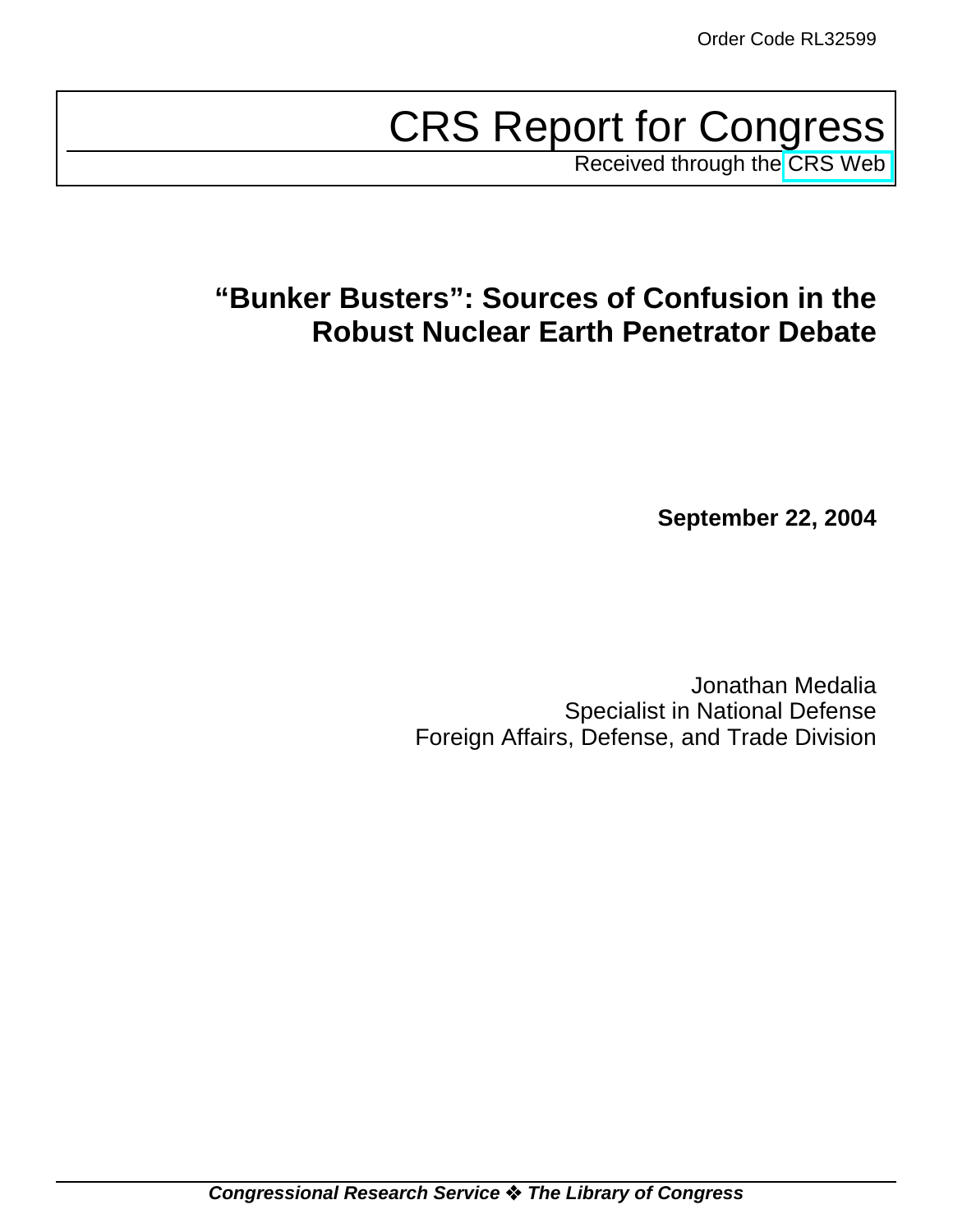Order Code RL32599

# CRS Report for Congress

Received through the CRS Web

## "Bunker Busters": Sources of Confusion in the Robust Nuclear Earth Penetrator Debate

**September 22, 2004**

Jonathan Medalia
Specialist in National Defense
Foreign Affairs, Defense, and Trade Division

***Congressional Research Service ❖ The Library of Congress***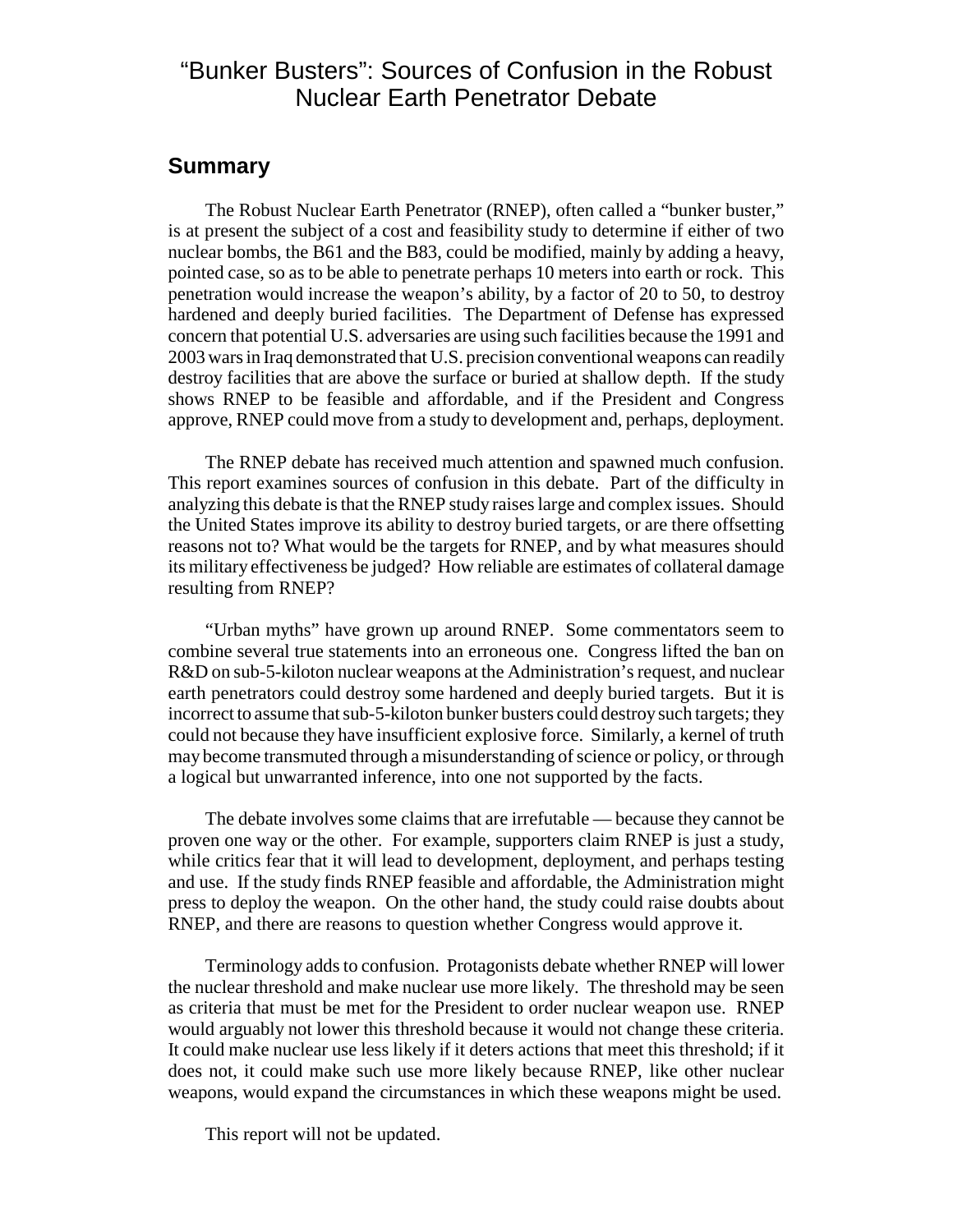# "Bunker Busters": Sources of Confusion in the Robust Nuclear Earth Penetrator Debate

## Summary

The Robust Nuclear Earth Penetrator (RNEP), often called a "bunker buster," is at present the subject of a cost and feasibility study to determine if either of two nuclear bombs, the B61 and the B83, could be modified, mainly by adding a heavy, pointed case, so as to be able to penetrate perhaps 10 meters into earth or rock. This penetration would increase the weapon's ability, by a factor of 20 to 50, to destroy hardened and deeply buried facilities. The Department of Defense has expressed concern that potential U.S. adversaries are using such facilities because the 1991 and 2003 wars in Iraq demonstrated that U.S. precision conventional weapons can readily destroy facilities that are above the surface or buried at shallow depth. If the study shows RNEP to be feasible and affordable, and if the President and Congress approve, RNEP could move from a study to development and, perhaps, deployment.

The RNEP debate has received much attention and spawned much confusion. This report examines sources of confusion in this debate. Part of the difficulty in analyzing this debate is that the RNEP study raises large and complex issues. Should the United States improve its ability to destroy buried targets, or are there offsetting reasons not to? What would be the targets for RNEP, and by what measures should its military effectiveness be judged? How reliable are estimates of collateral damage resulting from RNEP?

"Urban myths" have grown up around RNEP. Some commentators seem to combine several true statements into an erroneous one. Congress lifted the ban on R&D on sub-5-kiloton nuclear weapons at the Administration's request, and nuclear earth penetrators could destroy some hardened and deeply buried targets. But it is incorrect to assume that sub-5-kiloton bunker busters could destroy such targets; they could not because they have insufficient explosive force. Similarly, a kernel of truth may become transmuted through a misunderstanding of science or policy, or through a logical but unwarranted inference, into one not supported by the facts.

The debate involves some claims that are irrefutable — because they cannot be proven one way or the other. For example, supporters claim RNEP is just a study, while critics fear that it will lead to development, deployment, and perhaps testing and use. If the study finds RNEP feasible and affordable, the Administration might press to deploy the weapon. On the other hand, the study could raise doubts about RNEP, and there are reasons to question whether Congress would approve it.

Terminology adds to confusion. Protagonists debate whether RNEP will lower the nuclear threshold and make nuclear use more likely. The threshold may be seen as criteria that must be met for the President to order nuclear weapon use. RNEP would arguably not lower this threshold because it would not change these criteria. It could make nuclear use less likely if it deters actions that meet this threshold; if it does not, it could make such use more likely because RNEP, like other nuclear weapons, would expand the circumstances in which these weapons might be used.

This report will not be updated.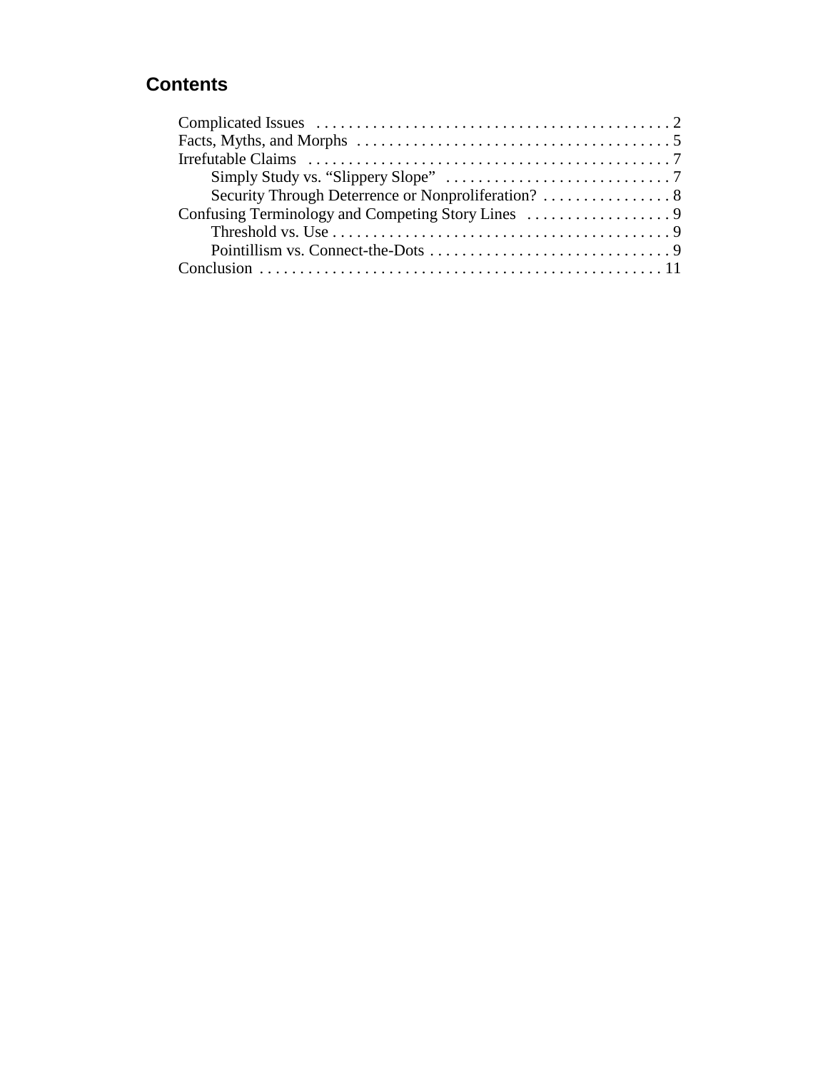## Contents

- Complicated Issues . . . . . . . . . . . . . . . . . . . . . . . . . . . . . . . . . . . . . . . . . . . 2
- Facts, Myths, and Morphs . . . . . . . . . . . . . . . . . . . . . . . . . . . . . . . . . . . . . . . 5
- Irrefutable Claims . . . . . . . . . . . . . . . . . . . . . . . . . . . . . . . . . . . . . . . . . . . . 7
  - Simply Study vs. "Slippery Slope" . . . . . . . . . . . . . . . . . . . . . . . . . . . . 7
  - Security Through Deterrence or Nonproliferation? . . . . . . . . . . . . . . . . 8
- Confusing Terminology and Competing Story Lines . . . . . . . . . . . . . . . . . . 9
  - Threshold vs. Use . . . . . . . . . . . . . . . . . . . . . . . . . . . . . . . . . . . . . . . . . . 9
  - Pointillism vs. Connect-the-Dots . . . . . . . . . . . . . . . . . . . . . . . . . . . . . . 9
- Conclusion . . . . . . . . . . . . . . . . . . . . . . . . . . . . . . . . . . . . . . . . . . . . . . . . . . 11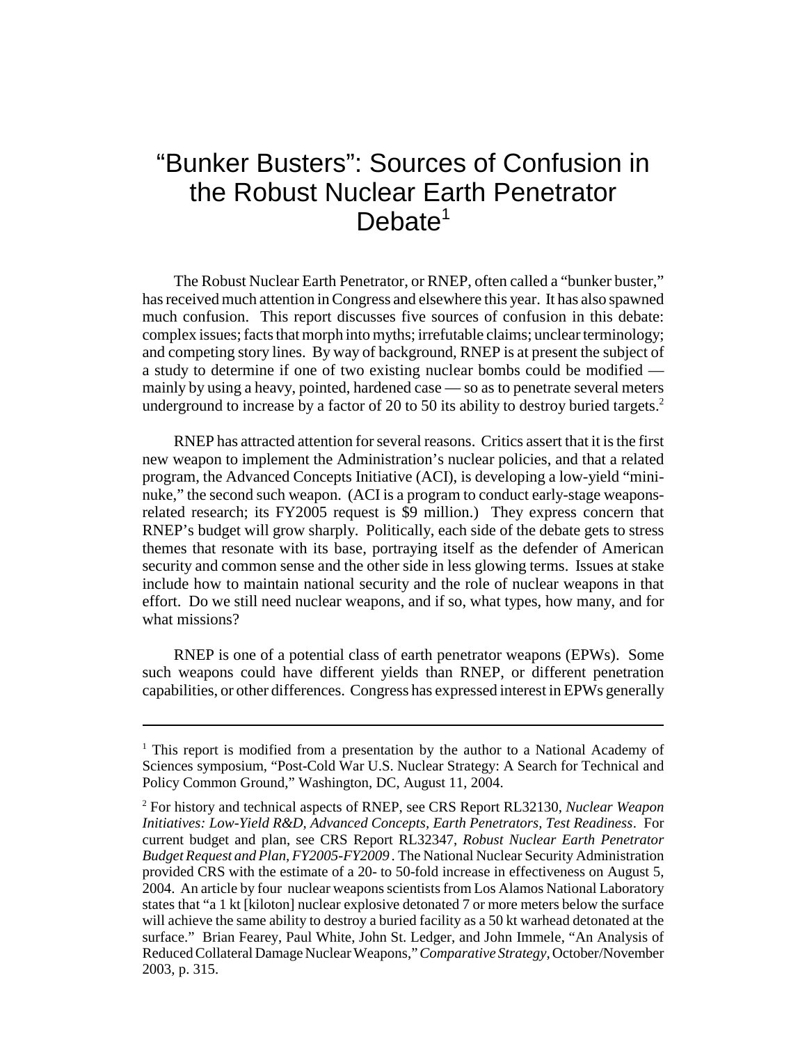# "Bunker Busters": Sources of Confusion in the Robust Nuclear Earth Penetrator Debate[1]

The Robust Nuclear Earth Penetrator, or RNEP, often called a "bunker buster," has received much attention in Congress and elsewhere this year. It has also spawned much confusion. This report discusses five sources of confusion in this debate: complex issues; facts that morph into myths; irrefutable claims; unclear terminology; and competing story lines. By way of background, RNEP is at present the subject of a study to determine if one of two existing nuclear bombs could be modified — mainly by using a heavy, pointed, hardened case — so as to penetrate several meters underground to increase by a factor of 20 to 50 its ability to destroy buried targets.[2]

RNEP has attracted attention for several reasons. Critics assert that it is the first new weapon to implement the Administration's nuclear policies, and that a related program, the Advanced Concepts Initiative (ACI), is developing a low-yield "mini-nuke," the second such weapon. (ACI is a program to conduct early-stage weapons-related research; its FY2005 request is $9 million.) They express concern that RNEP's budget will grow sharply. Politically, each side of the debate gets to stress themes that resonate with its base, portraying itself as the defender of American security and common sense and the other side in less glowing terms. Issues at stake include how to maintain national security and the role of nuclear weapons in that effort. Do we still need nuclear weapons, and if so, what types, how many, and for what missions?

RNEP is one of a potential class of earth penetrator weapons (EPWs). Some such weapons could have different yields than RNEP, or different penetration capabilities, or other differences. Congress has expressed interest in EPWs generally

---

[1] This report is modified from a presentation by the author to a National Academy of Sciences symposium, "Post-Cold War U.S. Nuclear Strategy: A Search for Technical and Policy Common Ground," Washington, DC, August 11, 2004.

[2] For history and technical aspects of RNEP, see CRS Report RL32130, *Nuclear Weapon Initiatives: Low-Yield R&D, Advanced Concepts, Earth Penetrators, Test Readiness*. For current budget and plan, see CRS Report RL32347, *Robust Nuclear Earth Penetrator Budget Request and Plan, FY2005-FY2009*. The National Nuclear Security Administration provided CRS with the estimate of a 20- to 50-fold increase in effectiveness on August 5, 2004. An article by four nuclear weapons scientists from Los Alamos National Laboratory states that "a 1 kt [kiloton] nuclear explosive detonated 7 or more meters below the surface will achieve the same ability to destroy a buried facility as a 50 kt warhead detonated at the surface." Brian Fearey, Paul White, John St. Ledger, and John Immele, "An Analysis of Reduced Collateral Damage Nuclear Weapons," *Comparative Strategy,* October/November 2003, p. 315.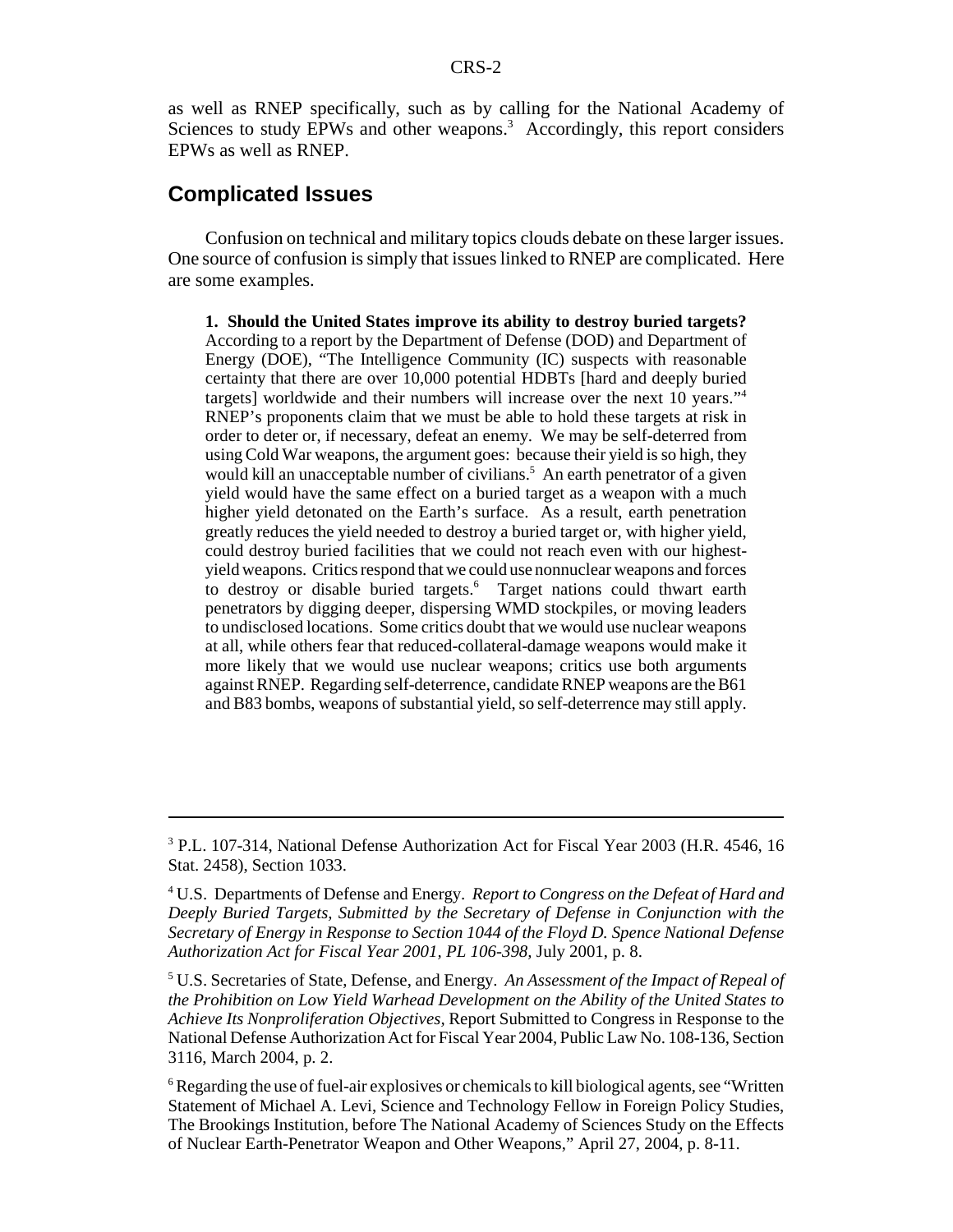as well as RNEP specifically, such as by calling for the National Academy of Sciences to study EPWs and other weapons.[3] Accordingly, this report considers EPWs as well as RNEP.

## Complicated Issues

Confusion on technical and military topics clouds debate on these larger issues. One source of confusion is simply that issues linked to RNEP are complicated. Here are some examples.

> **1. Should the United States improve its ability to destroy buried targets?** According to a report by the Department of Defense (DOD) and Department of Energy (DOE), "The Intelligence Community (IC) suspects with reasonable certainty that there are over 10,000 potential HDBTs [hard and deeply buried targets] worldwide and their numbers will increase over the next 10 years."[4] RNEP's proponents claim that we must be able to hold these targets at risk in order to deter or, if necessary, defeat an enemy. We may be self-deterred from using Cold War weapons, the argument goes: because their yield is so high, they would kill an unacceptable number of civilians.[5] An earth penetrator of a given yield would have the same effect on a buried target as a weapon with a much higher yield detonated on the Earth's surface. As a result, earth penetration greatly reduces the yield needed to destroy a buried target or, with higher yield, could destroy buried facilities that we could not reach even with our highest-yield weapons. Critics respond that we could use nonnuclear weapons and forces to destroy or disable buried targets.[6] Target nations could thwart earth penetrators by digging deeper, dispersing WMD stockpiles, or moving leaders to undisclosed locations. Some critics doubt that we would use nuclear weapons at all, while others fear that reduced-collateral-damage weapons would make it more likely that we would use nuclear weapons; critics use both arguments against RNEP. Regarding self-deterrence, candidate RNEP weapons are the B61 and B83 bombs, weapons of substantial yield, so self-deterrence may still apply.

---

[3] P.L. 107-314, National Defense Authorization Act for Fiscal Year 2003 (H.R. 4546, 16 Stat. 2458), Section 1033.

[4] U.S. Departments of Defense and Energy. *Report to Congress on the Defeat of Hard and Deeply Buried Targets, Submitted by the Secretary of Defense in Conjunction with the Secretary of Energy in Response to Section 1044 of the Floyd D. Spence National Defense Authorization Act for Fiscal Year 2001, PL 106-398,* July 2001, p. 8.

[5] U.S. Secretaries of State, Defense, and Energy. *An Assessment of the Impact of Repeal of the Prohibition on Low Yield Warhead Development on the Ability of the United States to Achieve Its Nonproliferation Objectives,* Report Submitted to Congress in Response to the National Defense Authorization Act for Fiscal Year 2004, Public Law No. 108-136, Section 3116, March 2004, p. 2.

[6] Regarding the use of fuel-air explosives or chemicals to kill biological agents, see "Written Statement of Michael A. Levi, Science and Technology Fellow in Foreign Policy Studies, The Brookings Institution, before The National Academy of Sciences Study on the Effects of Nuclear Earth-Penetrator Weapon and Other Weapons," April 27, 2004, p. 8-11.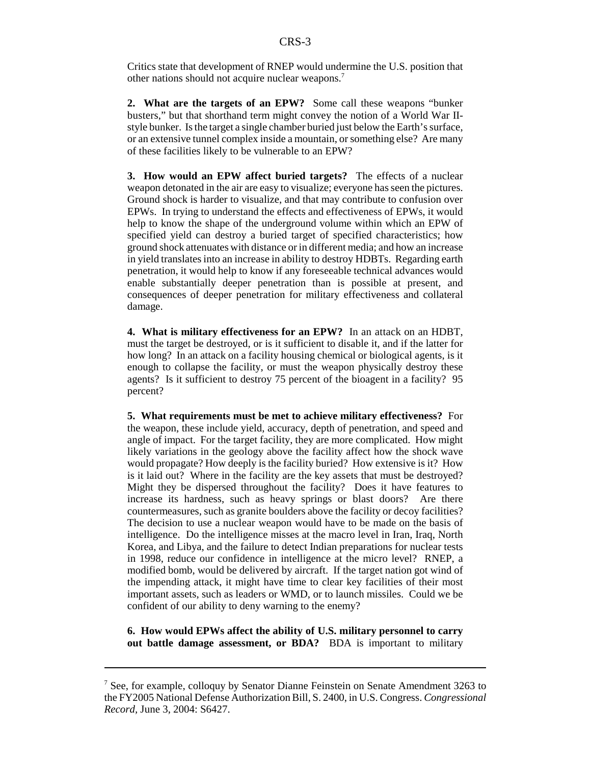Critics state that development of RNEP would undermine the U.S. position that other nations should not acquire nuclear weapons.[7]

**2. What are the targets of an EPW?** Some call these weapons "bunker busters," but that shorthand term might convey the notion of a World War II-style bunker. Is the target a single chamber buried just below the Earth's surface, or an extensive tunnel complex inside a mountain, or something else? Are many of these facilities likely to be vulnerable to an EPW?

**3. How would an EPW affect buried targets?** The effects of a nuclear weapon detonated in the air are easy to visualize; everyone has seen the pictures. Ground shock is harder to visualize, and that may contribute to confusion over EPWs. In trying to understand the effects and effectiveness of EPWs, it would help to know the shape of the underground volume within which an EPW of specified yield can destroy a buried target of specified characteristics; how ground shock attenuates with distance or in different media; and how an increase in yield translates into an increase in ability to destroy HDBTs. Regarding earth penetration, it would help to know if any foreseeable technical advances would enable substantially deeper penetration than is possible at present, and consequences of deeper penetration for military effectiveness and collateral damage.

**4. What is military effectiveness for an EPW?** In an attack on an HDBT, must the target be destroyed, or is it sufficient to disable it, and if the latter for how long? In an attack on a facility housing chemical or biological agents, is it enough to collapse the facility, or must the weapon physically destroy these agents? Is it sufficient to destroy 75 percent of the bioagent in a facility? 95 percent?

**5. What requirements must be met to achieve military effectiveness?** For the weapon, these include yield, accuracy, depth of penetration, and speed and angle of impact. For the target facility, they are more complicated. How might likely variations in the geology above the facility affect how the shock wave would propagate? How deeply is the facility buried? How extensive is it? How is it laid out? Where in the facility are the key assets that must be destroyed? Might they be dispersed throughout the facility? Does it have features to increase its hardness, such as heavy springs or blast doors? Are there countermeasures, such as granite boulders above the facility or decoy facilities? The decision to use a nuclear weapon would have to be made on the basis of intelligence. Do the intelligence misses at the macro level in Iran, Iraq, North Korea, and Libya, and the failure to detect Indian preparations for nuclear tests in 1998, reduce our confidence in intelligence at the micro level? RNEP, a modified bomb, would be delivered by aircraft. If the target nation got wind of the impending attack, it might have time to clear key facilities of their most important assets, such as leaders or WMD, or to launch missiles. Could we be confident of our ability to deny warning to the enemy?

**6. How would EPWs affect the ability of U.S. military personnel to carry out battle damage assessment, or BDA?** BDA is important to military

---

[7] See, for example, colloquy by Senator Dianne Feinstein on Senate Amendment 3263 to the FY2005 National Defense Authorization Bill, S. 2400, in U.S. Congress. *Congressional Record*, June 3, 2004: S6427.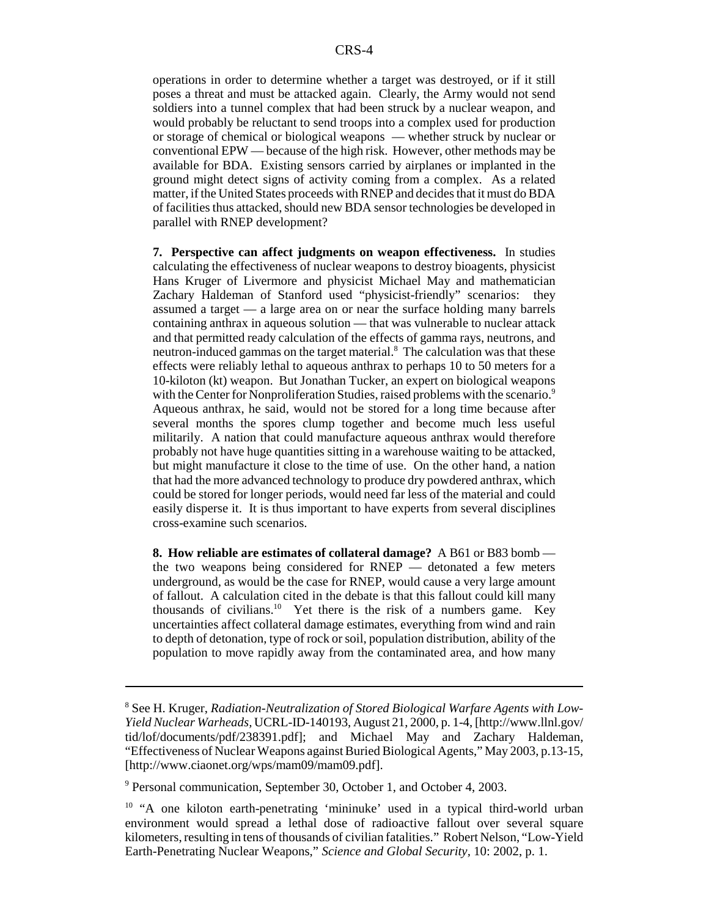operations in order to determine whether a target was destroyed, or if it still poses a threat and must be attacked again. Clearly, the Army would not send soldiers into a tunnel complex that had been struck by a nuclear weapon, and would probably be reluctant to send troops into a complex used for production or storage of chemical or biological weapons — whether struck by nuclear or conventional EPW — because of the high risk. However, other methods may be available for BDA. Existing sensors carried by airplanes or implanted in the ground might detect signs of activity coming from a complex. As a related matter, if the United States proceeds with RNEP and decides that it must do BDA of facilities thus attacked, should new BDA sensor technologies be developed in parallel with RNEP development?

**7. Perspective can affect judgments on weapon effectiveness.** In studies calculating the effectiveness of nuclear weapons to destroy bioagents, physicist Hans Kruger of Livermore and physicist Michael May and mathematician Zachary Haldeman of Stanford used "physicist-friendly" scenarios: they assumed a target — a large area on or near the surface holding many barrels containing anthrax in aqueous solution — that was vulnerable to nuclear attack and that permitted ready calculation of the effects of gamma rays, neutrons, and neutron-induced gammas on the target material.[8] The calculation was that these effects were reliably lethal to aqueous anthrax to perhaps 10 to 50 meters for a 10-kiloton (kt) weapon. But Jonathan Tucker, an expert on biological weapons with the Center for Nonproliferation Studies, raised problems with the scenario.[9] Aqueous anthrax, he said, would not be stored for a long time because after several months the spores clump together and become much less useful militarily. A nation that could manufacture aqueous anthrax would therefore probably not have huge quantities sitting in a warehouse waiting to be attacked, but might manufacture it close to the time of use. On the other hand, a nation that had the more advanced technology to produce dry powdered anthrax, which could be stored for longer periods, would need far less of the material and could easily disperse it. It is thus important to have experts from several disciplines cross-examine such scenarios.

**8. How reliable are estimates of collateral damage?** A B61 or B83 bomb — the two weapons being considered for RNEP — detonated a few meters underground, as would be the case for RNEP, would cause a very large amount of fallout. A calculation cited in the debate is that this fallout could kill many thousands of civilians.[10] Yet there is the risk of a numbers game. Key uncertainties affect collateral damage estimates, everything from wind and rain to depth of detonation, type of rock or soil, population distribution, ability of the population to move rapidly away from the contaminated area, and how many

---

[8] See H. Kruger, *Radiation-Neutralization of Stored Biological Warfare Agents with Low-Yield Nuclear Warheads*, UCRL-ID-140193, August 21, 2000, p. 1-4, [http://www.llnl.gov/tid/lof/documents/pdf/238391.pdf]; and Michael May and Zachary Haldeman, "Effectiveness of Nuclear Weapons against Buried Biological Agents," May 2003, p.13-15, [http://www.ciaonet.org/wps/mam09/mam09.pdf].

[9] Personal communication, September 30, October 1, and October 4, 2003.

[10] "A one kiloton earth-penetrating 'mininuke' used in a typical third-world urban environment would spread a lethal dose of radioactive fallout over several square kilometers, resulting in tens of thousands of civilian fatalities." Robert Nelson, "Low-Yield Earth-Penetrating Nuclear Weapons," *Science and Global Security*, 10: 2002, p. 1.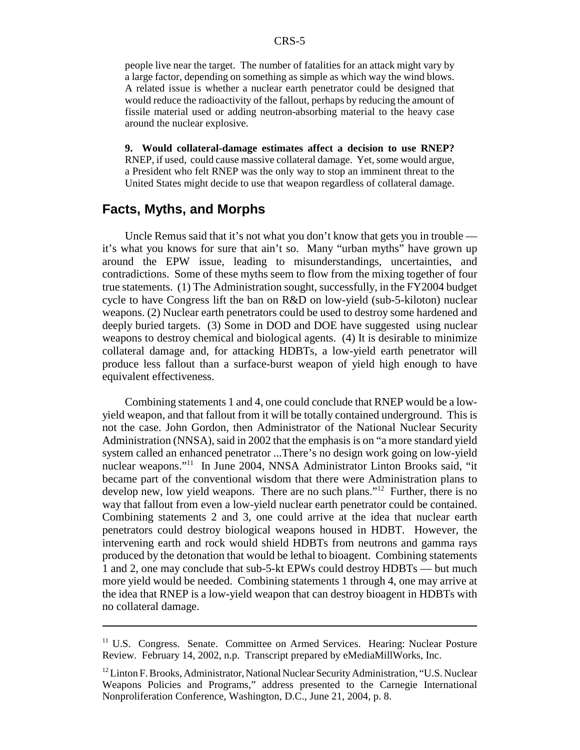people live near the target. The number of fatalities for an attack might vary by a large factor, depending on something as simple as which way the wind blows. A related issue is whether a nuclear earth penetrator could be designed that would reduce the radioactivity of the fallout, perhaps by reducing the amount of fissile material used or adding neutron-absorbing material to the heavy case around the nuclear explosive.

**9. Would collateral-damage estimates affect a decision to use RNEP?** RNEP, if used, could cause massive collateral damage. Yet, some would argue, a President who felt RNEP was the only way to stop an imminent threat to the United States might decide to use that weapon regardless of collateral damage.

## Facts, Myths, and Morphs

Uncle Remus said that it's not what you don't know that gets you in trouble — it's what you knows for sure that ain't so. Many "urban myths" have grown up around the EPW issue, leading to misunderstandings, uncertainties, and contradictions. Some of these myths seem to flow from the mixing together of four true statements. (1) The Administration sought, successfully, in the FY2004 budget cycle to have Congress lift the ban on R&D on low-yield (sub-5-kiloton) nuclear weapons. (2) Nuclear earth penetrators could be used to destroy some hardened and deeply buried targets. (3) Some in DOD and DOE have suggested using nuclear weapons to destroy chemical and biological agents. (4) It is desirable to minimize collateral damage and, for attacking HDBTs, a low-yield earth penetrator will produce less fallout than a surface-burst weapon of yield high enough to have equivalent effectiveness.

Combining statements 1 and 4, one could conclude that RNEP would be a low-yield weapon, and that fallout from it will be totally contained underground. This is not the case. John Gordon, then Administrator of the National Nuclear Security Administration (NNSA), said in 2002 that the emphasis is on "a more standard yield system called an enhanced penetrator ...There's no design work going on low-yield nuclear weapons."[11] In June 2004, NNSA Administrator Linton Brooks said, "it became part of the conventional wisdom that there were Administration plans to develop new, low yield weapons. There are no such plans."[12] Further, there is no way that fallout from even a low-yield nuclear earth penetrator could be contained. Combining statements 2 and 3, one could arrive at the idea that nuclear earth penetrators could destroy biological weapons housed in HDBT. However, the intervening earth and rock would shield HDBTs from neutrons and gamma rays produced by the detonation that would be lethal to bioagent. Combining statements 1 and 2, one may conclude that sub-5-kt EPWs could destroy HDBTs — but much more yield would be needed. Combining statements 1 through 4, one may arrive at the idea that RNEP is a low-yield weapon that can destroy bioagent in HDBTs with no collateral damage.

---

[11] U.S. Congress. Senate. Committee on Armed Services. Hearing: Nuclear Posture Review. February 14, 2002, n.p. Transcript prepared by eMediaMillWorks, Inc.

[12] Linton F. Brooks, Administrator, National Nuclear Security Administration, "U.S. Nuclear Weapons Policies and Programs," address presented to the Carnegie International Nonproliferation Conference, Washington, D.C., June 21, 2004, p. 8.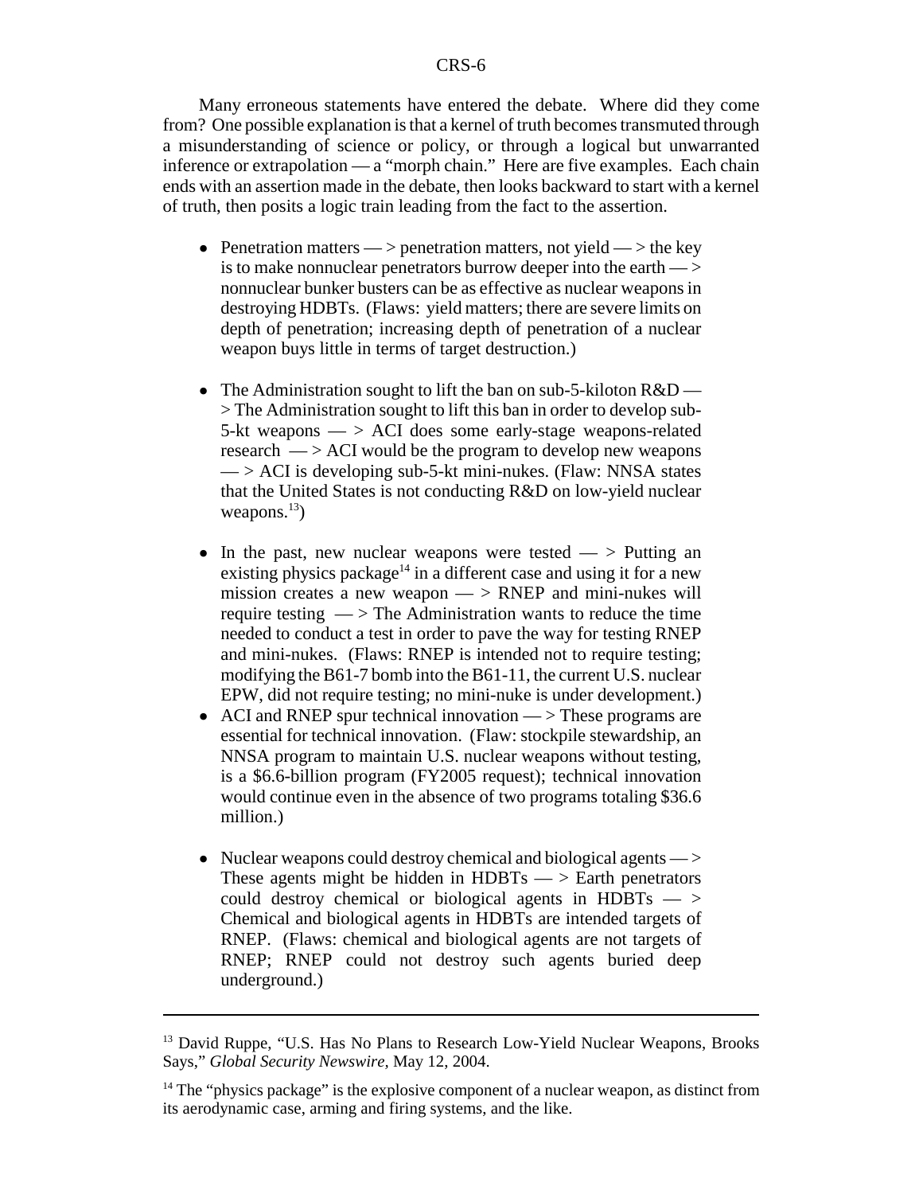Many erroneous statements have entered the debate. Where did they come from? One possible explanation is that a kernel of truth becomes transmuted through a misunderstanding of science or policy, or through a logical but unwarranted inference or extrapolation — a "morph chain." Here are five examples. Each chain ends with an assertion made in the debate, then looks backward to start with a kernel of truth, then posits a logic train leading from the fact to the assertion.

- Penetration matters — > penetration matters, not yield — > the key is to make nonnuclear penetrators burrow deeper into the earth — > nonnuclear bunker busters can be as effective as nuclear weapons in destroying HDBTs. (Flaws: yield matters; there are severe limits on depth of penetration; increasing depth of penetration of a nuclear weapon buys little in terms of target destruction.)

- The Administration sought to lift the ban on sub-5-kiloton R&D — > The Administration sought to lift this ban in order to develop sub-5-kt weapons — > ACI does some early-stage weapons-related research — > ACI would be the program to develop new weapons — > ACI is developing sub-5-kt mini-nukes. (Flaw: NNSA states that the United States is not conducting R&D on low-yield nuclear weapons.[13])

- In the past, new nuclear weapons were tested — > Putting an existing physics package[14] in a different case and using it for a new mission creates a new weapon — > RNEP and mini-nukes will require testing — > The Administration wants to reduce the time needed to conduct a test in order to pave the way for testing RNEP and mini-nukes. (Flaws: RNEP is intended not to require testing; modifying the B61-7 bomb into the B61-11, the current U.S. nuclear EPW, did not require testing; no mini-nuke is under development.)
- ACI and RNEP spur technical innovation — > These programs are essential for technical innovation. (Flaw: stockpile stewardship, an NNSA program to maintain U.S. nuclear weapons without testing, is a $6.6-billion program (FY2005 request); technical innovation would continue even in the absence of two programs totaling $36.6 million.)

- Nuclear weapons could destroy chemical and biological agents — > These agents might be hidden in HDBTs — > Earth penetrators could destroy chemical or biological agents in HDBTs — > Chemical and biological agents in HDBTs are intended targets of RNEP. (Flaws: chemical and biological agents are not targets of RNEP; RNEP could not destroy such agents buried deep underground.)

---

[13] David Ruppe, "U.S. Has No Plans to Research Low-Yield Nuclear Weapons, Brooks Says," *Global Security Newswire*, May 12, 2004.

[14] The "physics package" is the explosive component of a nuclear weapon, as distinct from its aerodynamic case, arming and firing systems, and the like.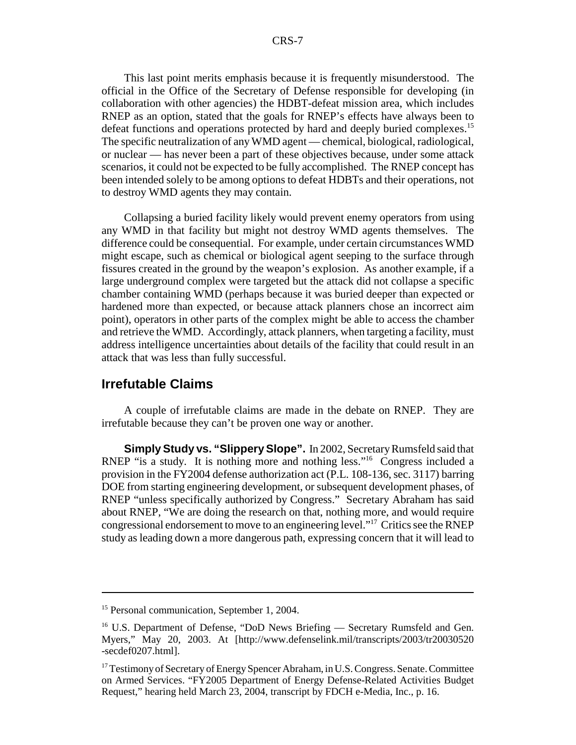This last point merits emphasis because it is frequently misunderstood. The official in the Office of the Secretary of Defense responsible for developing (in collaboration with other agencies) the HDBT-defeat mission area, which includes RNEP as an option, stated that the goals for RNEP's effects have always been to defeat functions and operations protected by hard and deeply buried complexes.[15] The specific neutralization of any WMD agent — chemical, biological, radiological, or nuclear — has never been a part of these objectives because, under some attack scenarios, it could not be expected to be fully accomplished. The RNEP concept has been intended solely to be among options to defeat HDBTs and their operations, not to destroy WMD agents they may contain.

Collapsing a buried facility likely would prevent enemy operators from using any WMD in that facility but might not destroy WMD agents themselves. The difference could be consequential. For example, under certain circumstances WMD might escape, such as chemical or biological agent seeping to the surface through fissures created in the ground by the weapon's explosion. As another example, if a large underground complex were targeted but the attack did not collapse a specific chamber containing WMD (perhaps because it was buried deeper than expected or hardened more than expected, or because attack planners chose an incorrect aim point), operators in other parts of the complex might be able to access the chamber and retrieve the WMD. Accordingly, attack planners, when targeting a facility, must address intelligence uncertainties about details of the facility that could result in an attack that was less than fully successful.

## Irrefutable Claims

A couple of irrefutable claims are made in the debate on RNEP. They are irrefutable because they can't be proven one way or another.

**Simply Study vs. "Slippery Slope".** In 2002, Secretary Rumsfeld said that RNEP "is a study. It is nothing more and nothing less."[16] Congress included a provision in the FY2004 defense authorization act (P.L. 108-136, sec. 3117) barring DOE from starting engineering development, or subsequent development phases, of RNEP "unless specifically authorized by Congress." Secretary Abraham has said about RNEP, "We are doing the research on that, nothing more, and would require congressional endorsement to move to an engineering level."[17] Critics see the RNEP study as leading down a more dangerous path, expressing concern that it will lead to

---

[15] Personal communication, September 1, 2004.

[16] U.S. Department of Defense, "DoD News Briefing — Secretary Rumsfeld and Gen. Myers," May 20, 2003. At [http://www.defenselink.mil/transcripts/2003/tr20030520-secdef0207.html].

[17] Testimony of Secretary of Energy Spencer Abraham, in U.S. Congress. Senate. Committee on Armed Services. "FY2005 Department of Energy Defense-Related Activities Budget Request," hearing held March 23, 2004, transcript by FDCH e-Media, Inc., p. 16.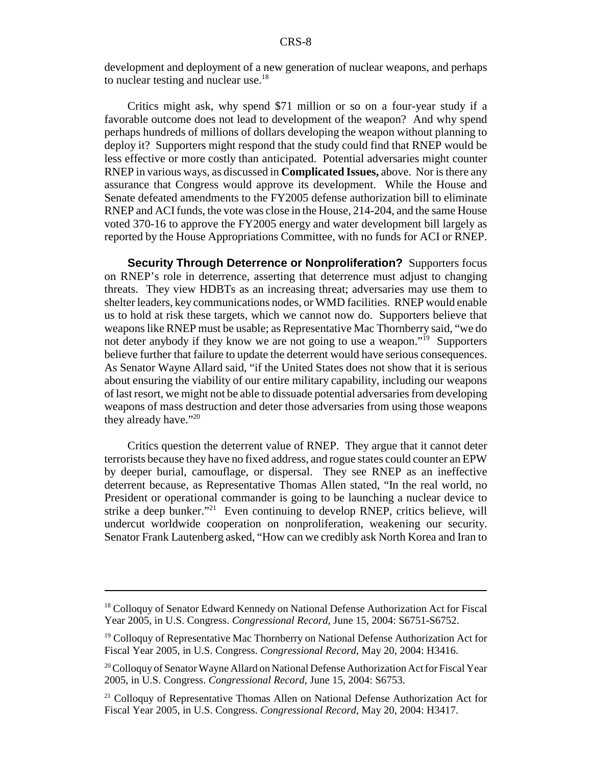development and deployment of a new generation of nuclear weapons, and perhaps to nuclear testing and nuclear use.[18]

Critics might ask, why spend $71 million or so on a four-year study if a favorable outcome does not lead to development of the weapon? And why spend perhaps hundreds of millions of dollars developing the weapon without planning to deploy it? Supporters might respond that the study could find that RNEP would be less effective or more costly than anticipated. Potential adversaries might counter RNEP in various ways, as discussed in **Complicated Issues,** above. Nor is there any assurance that Congress would approve its development. While the House and Senate defeated amendments to the FY2005 defense authorization bill to eliminate RNEP and ACI funds, the vote was close in the House, 214-204, and the same House voted 370-16 to approve the FY2005 energy and water development bill largely as reported by the House Appropriations Committee, with no funds for ACI or RNEP.

**Security Through Deterrence or Nonproliferation?** Supporters focus on RNEP's role in deterrence, asserting that deterrence must adjust to changing threats. They view HDBTs as an increasing threat; adversaries may use them to shelter leaders, key communications nodes, or WMD facilities. RNEP would enable us to hold at risk these targets, which we cannot now do. Supporters believe that weapons like RNEP must be usable; as Representative Mac Thornberry said, "we do not deter anybody if they know we are not going to use a weapon."[19] Supporters believe further that failure to update the deterrent would have serious consequences. As Senator Wayne Allard said, "if the United States does not show that it is serious about ensuring the viability of our entire military capability, including our weapons of last resort, we might not be able to dissuade potential adversaries from developing weapons of mass destruction and deter those adversaries from using those weapons they already have."[20]

Critics question the deterrent value of RNEP. They argue that it cannot deter terrorists because they have no fixed address, and rogue states could counter an EPW by deeper burial, camouflage, or dispersal. They see RNEP as an ineffective deterrent because, as Representative Thomas Allen stated, "In the real world, no President or operational commander is going to be launching a nuclear device to strike a deep bunker."[21] Even continuing to develop RNEP, critics believe, will undercut worldwide cooperation on nonproliferation, weakening our security. Senator Frank Lautenberg asked, "How can we credibly ask North Korea and Iran to

---

[18] Colloquy of Senator Edward Kennedy on National Defense Authorization Act for Fiscal Year 2005, in U.S. Congress. *Congressional Record,* June 15, 2004: S6751-S6752.

[19] Colloquy of Representative Mac Thornberry on National Defense Authorization Act for Fiscal Year 2005, in U.S. Congress. *Congressional Record,* May 20, 2004: H3416.

[20] Colloquy of Senator Wayne Allard on National Defense Authorization Act for Fiscal Year 2005, in U.S. Congress. *Congressional Record,* June 15, 2004: S6753.

[21] Colloquy of Representative Thomas Allen on National Defense Authorization Act for Fiscal Year 2005, in U.S. Congress. *Congressional Record,* May 20, 2004: H3417.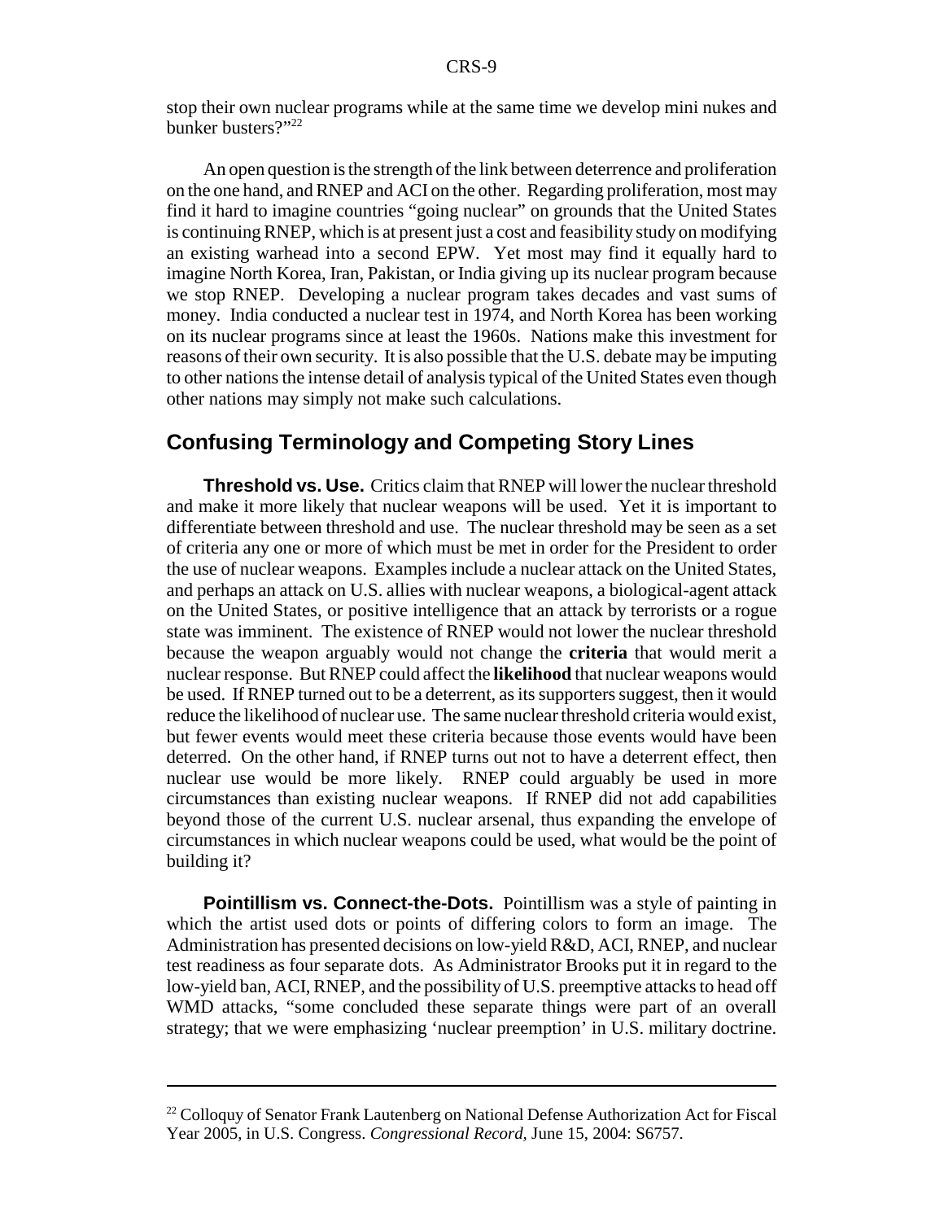stop their own nuclear programs while at the same time we develop mini nukes and bunker busters?"[22]

An open question is the strength of the link between deterrence and proliferation on the one hand, and RNEP and ACI on the other. Regarding proliferation, most may find it hard to imagine countries "going nuclear" on grounds that the United States is continuing RNEP, which is at present just a cost and feasibility study on modifying an existing warhead into a second EPW. Yet most may find it equally hard to imagine North Korea, Iran, Pakistan, or India giving up its nuclear program because we stop RNEP. Developing a nuclear program takes decades and vast sums of money. India conducted a nuclear test in 1974, and North Korea has been working on its nuclear programs since at least the 1960s. Nations make this investment for reasons of their own security. It is also possible that the U.S. debate may be imputing to other nations the intense detail of analysis typical of the United States even though other nations may simply not make such calculations.

## Confusing Terminology and Competing Story Lines

**Threshold vs. Use.** Critics claim that RNEP will lower the nuclear threshold and make it more likely that nuclear weapons will be used. Yet it is important to differentiate between threshold and use. The nuclear threshold may be seen as a set of criteria any one or more of which must be met in order for the President to order the use of nuclear weapons. Examples include a nuclear attack on the United States, and perhaps an attack on U.S. allies with nuclear weapons, a biological-agent attack on the United States, or positive intelligence that an attack by terrorists or a rogue state was imminent. The existence of RNEP would not lower the nuclear threshold because the weapon arguably would not change the **criteria** that would merit a nuclear response. But RNEP could affect the **likelihood** that nuclear weapons would be used. If RNEP turned out to be a deterrent, as its supporters suggest, then it would reduce the likelihood of nuclear use. The same nuclear threshold criteria would exist, but fewer events would meet these criteria because those events would have been deterred. On the other hand, if RNEP turns out not to have a deterrent effect, then nuclear use would be more likely. RNEP could arguably be used in more circumstances than existing nuclear weapons. If RNEP did not add capabilities beyond those of the current U.S. nuclear arsenal, thus expanding the envelope of circumstances in which nuclear weapons could be used, what would be the point of building it?

**Pointillism vs. Connect-the-Dots.** Pointillism was a style of painting in which the artist used dots or points of differing colors to form an image. The Administration has presented decisions on low-yield R&D, ACI, RNEP, and nuclear test readiness as four separate dots. As Administrator Brooks put it in regard to the low-yield ban, ACI, RNEP, and the possibility of U.S. preemptive attacks to head off WMD attacks, "some concluded these separate things were part of an overall strategy; that we were emphasizing 'nuclear preemption' in U.S. military doctrine.

---

[22] Colloquy of Senator Frank Lautenberg on National Defense Authorization Act for Fiscal Year 2005, in U.S. Congress. *Congressional Record,* June 15, 2004: S6757.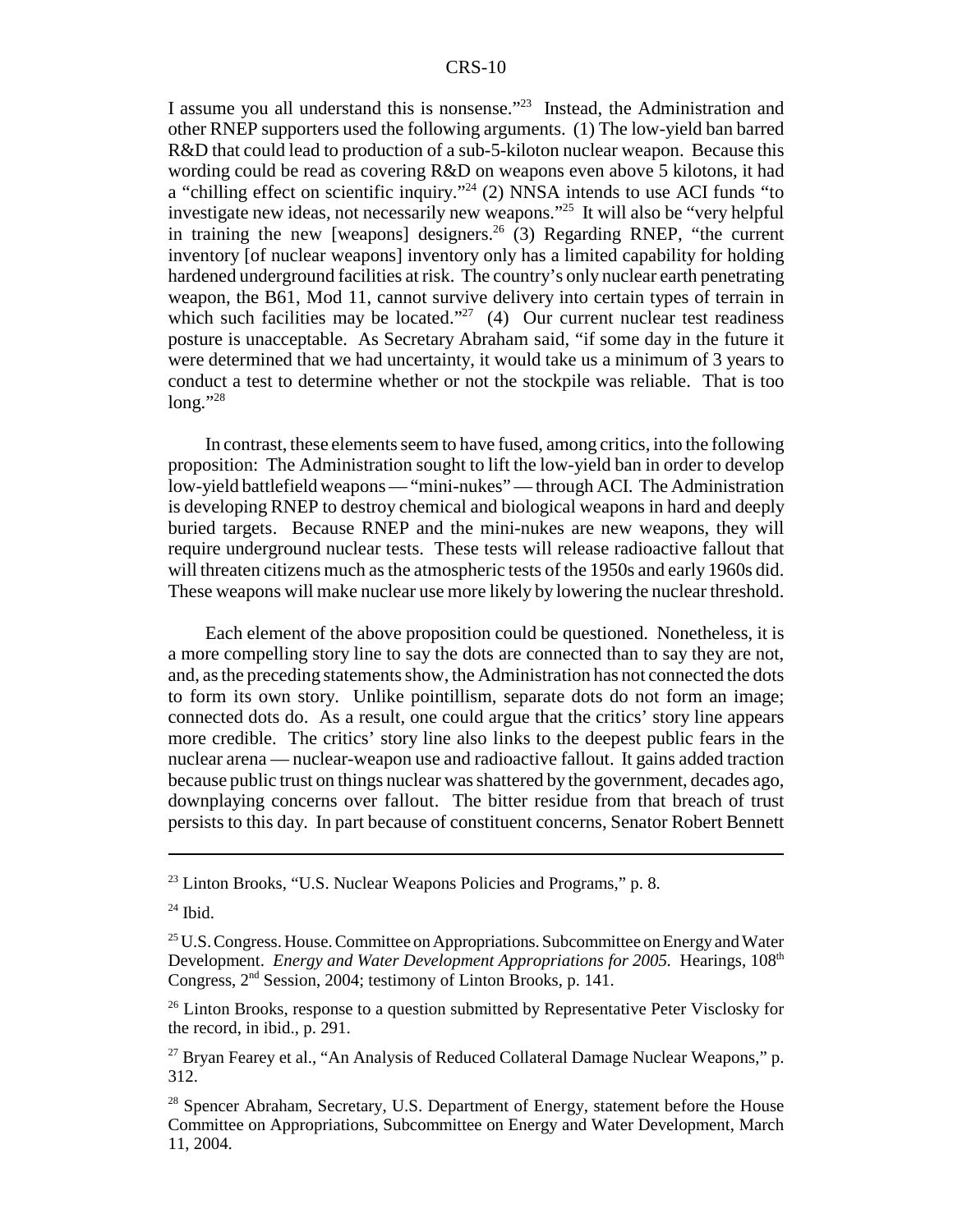I assume you all understand this is nonsense."[23] Instead, the Administration and other RNEP supporters used the following arguments. (1) The low-yield ban barred R&D that could lead to production of a sub-5-kiloton nuclear weapon. Because this wording could be read as covering R&D on weapons even above 5 kilotons, it had a "chilling effect on scientific inquiry."[24] (2) NNSA intends to use ACI funds "to investigate new ideas, not necessarily new weapons."[25] It will also be "very helpful in training the new [weapons] designers.[26] (3) Regarding RNEP, "the current inventory [of nuclear weapons] inventory only has a limited capability for holding hardened underground facilities at risk. The country's only nuclear earth penetrating weapon, the B61, Mod 11, cannot survive delivery into certain types of terrain in which such facilities may be located."[27] (4) Our current nuclear test readiness posture is unacceptable. As Secretary Abraham said, "if some day in the future it were determined that we had uncertainty, it would take us a minimum of 3 years to conduct a test to determine whether or not the stockpile was reliable. That is too long."[28]

In contrast, these elements seem to have fused, among critics, into the following proposition: The Administration sought to lift the low-yield ban in order to develop low-yield battlefield weapons — "mini-nukes" — through ACI. The Administration is developing RNEP to destroy chemical and biological weapons in hard and deeply buried targets. Because RNEP and the mini-nukes are new weapons, they will require underground nuclear tests. These tests will release radioactive fallout that will threaten citizens much as the atmospheric tests of the 1950s and early 1960s did. These weapons will make nuclear use more likely by lowering the nuclear threshold.

Each element of the above proposition could be questioned. Nonetheless, it is a more compelling story line to say the dots are connected than to say they are not, and, as the preceding statements show, the Administration has not connected the dots to form its own story. Unlike pointillism, separate dots do not form an image; connected dots do. As a result, one could argue that the critics' story line appears more credible. The critics' story line also links to the deepest public fears in the nuclear arena — nuclear-weapon use and radioactive fallout. It gains added traction because public trust on things nuclear was shattered by the government, decades ago, downplaying concerns over fallout. The bitter residue from that breach of trust persists to this day. In part because of constituent concerns, Senator Robert Bennett

---

[23] Linton Brooks, "U.S. Nuclear Weapons Policies and Programs," p. 8.

[24] Ibid.

[25] U.S. Congress. House. Committee on Appropriations. Subcommittee on Energy and Water Development. *Energy and Water Development Appropriations for 2005.* Hearings, 108th Congress, 2nd Session, 2004; testimony of Linton Brooks, p. 141.

[26] Linton Brooks, response to a question submitted by Representative Peter Visclosky for the record, in ibid., p. 291.

[27] Bryan Fearey et al., "An Analysis of Reduced Collateral Damage Nuclear Weapons," p. 312.

[28] Spencer Abraham, Secretary, U.S. Department of Energy, statement before the House Committee on Appropriations, Subcommittee on Energy and Water Development, March 11, 2004.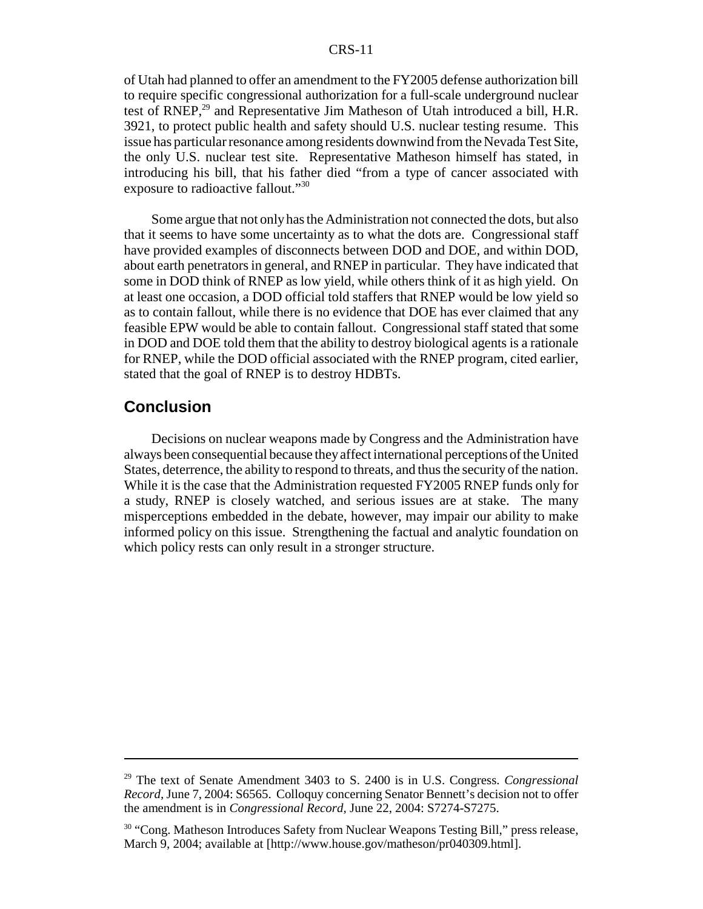of Utah had planned to offer an amendment to the FY2005 defense authorization bill to require specific congressional authorization for a full-scale underground nuclear test of RNEP,[29] and Representative Jim Matheson of Utah introduced a bill, H.R. 3921, to protect public health and safety should U.S. nuclear testing resume. This issue has particular resonance among residents downwind from the Nevada Test Site, the only U.S. nuclear test site. Representative Matheson himself has stated, in introducing his bill, that his father died "from a type of cancer associated with exposure to radioactive fallout."[30]

Some argue that not only has the Administration not connected the dots, but also that it seems to have some uncertainty as to what the dots are. Congressional staff have provided examples of disconnects between DOD and DOE, and within DOD, about earth penetrators in general, and RNEP in particular. They have indicated that some in DOD think of RNEP as low yield, while others think of it as high yield. On at least one occasion, a DOD official told staffers that RNEP would be low yield so as to contain fallout, while there is no evidence that DOE has ever claimed that any feasible EPW would be able to contain fallout. Congressional staff stated that some in DOD and DOE told them that the ability to destroy biological agents is a rationale for RNEP, while the DOD official associated with the RNEP program, cited earlier, stated that the goal of RNEP is to destroy HDBTs.

## Conclusion

Decisions on nuclear weapons made by Congress and the Administration have always been consequential because they affect international perceptions of the United States, deterrence, the ability to respond to threats, and thus the security of the nation. While it is the case that the Administration requested FY2005 RNEP funds only for a study, RNEP is closely watched, and serious issues are at stake. The many misperceptions embedded in the debate, however, may impair our ability to make informed policy on this issue. Strengthening the factual and analytic foundation on which policy rests can only result in a stronger structure.

---

[29] The text of Senate Amendment 3403 to S. 2400 is in U.S. Congress. *Congressional Record,* June 7, 2004: S6565. Colloquy concerning Senator Bennett's decision not to offer the amendment is in *Congressional Record,* June 22, 2004: S7274-S7275.

[30] "Cong. Matheson Introduces Safety from Nuclear Weapons Testing Bill," press release, March 9, 2004; available at [http://www.house.gov/matheson/pr040309.html].